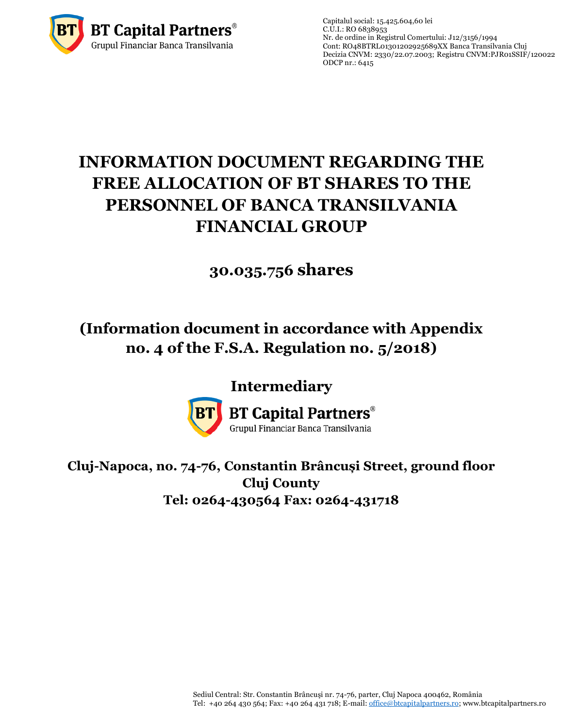Capitalul social: 15.425.604,60 lei
C.U.I.: RO 6838953
Nr. de ordine in Registrul Comertului: J12/3156/1994
Cont: RO48BTRL01301202925689XX Banca Transilvania Cluj
Decizia CNVM: 2330/22.07.2003; Registru CNVM:PJR01SSIF/120022
ODCP nr.: 6415

# INFORMATION DOCUMENT REGARDING THE FREE ALLOCATION OF BT SHARES TO THE PERSONNEL OF BANCA TRANSILVANIA FINANCIAL GROUP

## 30.035.756 shares

## (Information document in accordance with Appendix no. 4 of the F.S.A. Regulation no. 5/2018)

## Intermediary

**BT Capital Partners®**
Grupul Financiar Banca Transilvania

**Cluj-Napoca, no. 74-76, Constantin Brâncuși Street, ground floor**
**Cluj County**
**Tel: 0264-430564 Fax: 0264-431718**

Sediul Central: Str. Constantin Brâncuşi nr. 74-76, parter, Cluj Napoca 400462, România
Tel: +40 264 430 564; Fax: +40 264 431 718; E-mail: office@btcapitalpartners.ro; www.btcapitalpartners.ro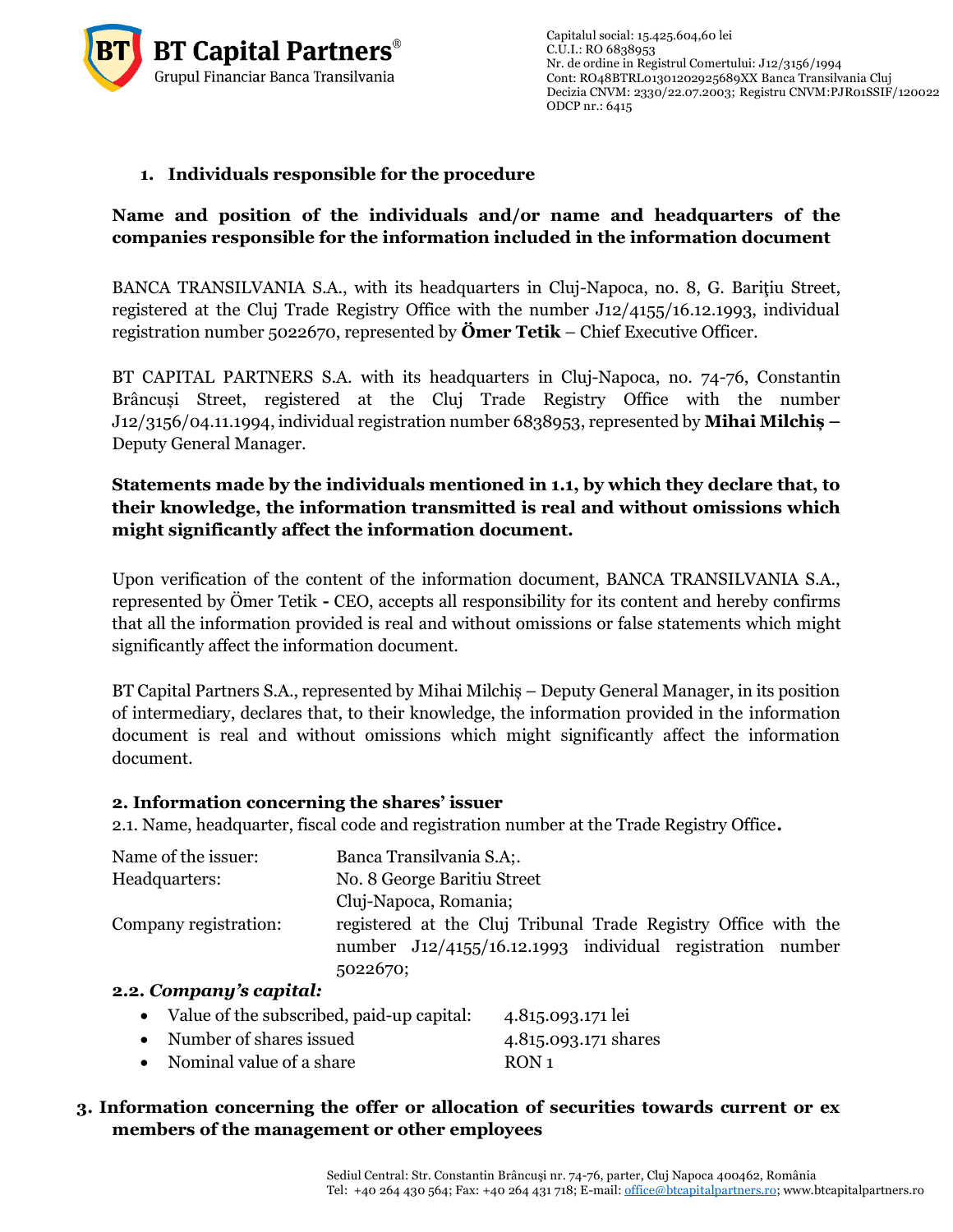1. **Individuals responsible for the procedure**

**Name and position of the individuals and/or name and headquarters of the companies responsible for the information included in the information document**

BANCA TRANSILVANIA S.A., with its headquarters in Cluj-Napoca, no. 8, G. Bariţiu Street, registered at the Cluj Trade Registry Office with the number J12/4155/16.12.1993, individual registration number 5022670, represented by **Ömer Tetik** – Chief Executive Officer.

BT CAPITAL PARTNERS S.A. with its headquarters in Cluj-Napoca, no. 74-76, Constantin Brâncuși Street, registered at the Cluj Trade Registry Office with the number J12/3156/04.11.1994, individual registration number 6838953, represented by **Mihai Milchiș** – Deputy General Manager.

**Statements made by the individuals mentioned in 1.1, by which they declare that, to their knowledge, the information transmitted is real and without omissions which might significantly affect the information document.**

Upon verification of the content of the information document, BANCA TRANSILVANIA S.A., represented by Ömer Tetik **-** CEO, accepts all responsibility for its content and hereby confirms that all the information provided is real and without omissions or false statements which might significantly affect the information document.

BT Capital Partners S.A., represented by Mihai Milchiș – Deputy General Manager, in its position of intermediary, declares that, to their knowledge, the information provided in the information document is real and without omissions which might significantly affect the information document.

**2. Information concerning the shares' issuer**

2.1. Name, headquarter, fiscal code and registration number at the Trade Registry Office**.**

| | |
|---|---|
| Name of the issuer: | Banca Transilvania S.A;. |
| Headquarters: | No. 8 George Baritiu Street<br>Cluj-Napoca, Romania; |
| Company registration: | registered at the Cluj Tribunal Trade Registry Office with the number J12/4155/16.12.1993 individual registration number 5022670; |

**2.2. *Company's capital:***

- Value of the subscribed, paid-up capital: 4.815.093.171 lei
- Number of shares issued 4.815.093.171 shares
- Nominal value of a share RON 1

3. **Information concerning the offer or allocation of securities towards current or ex members of the management or other employees**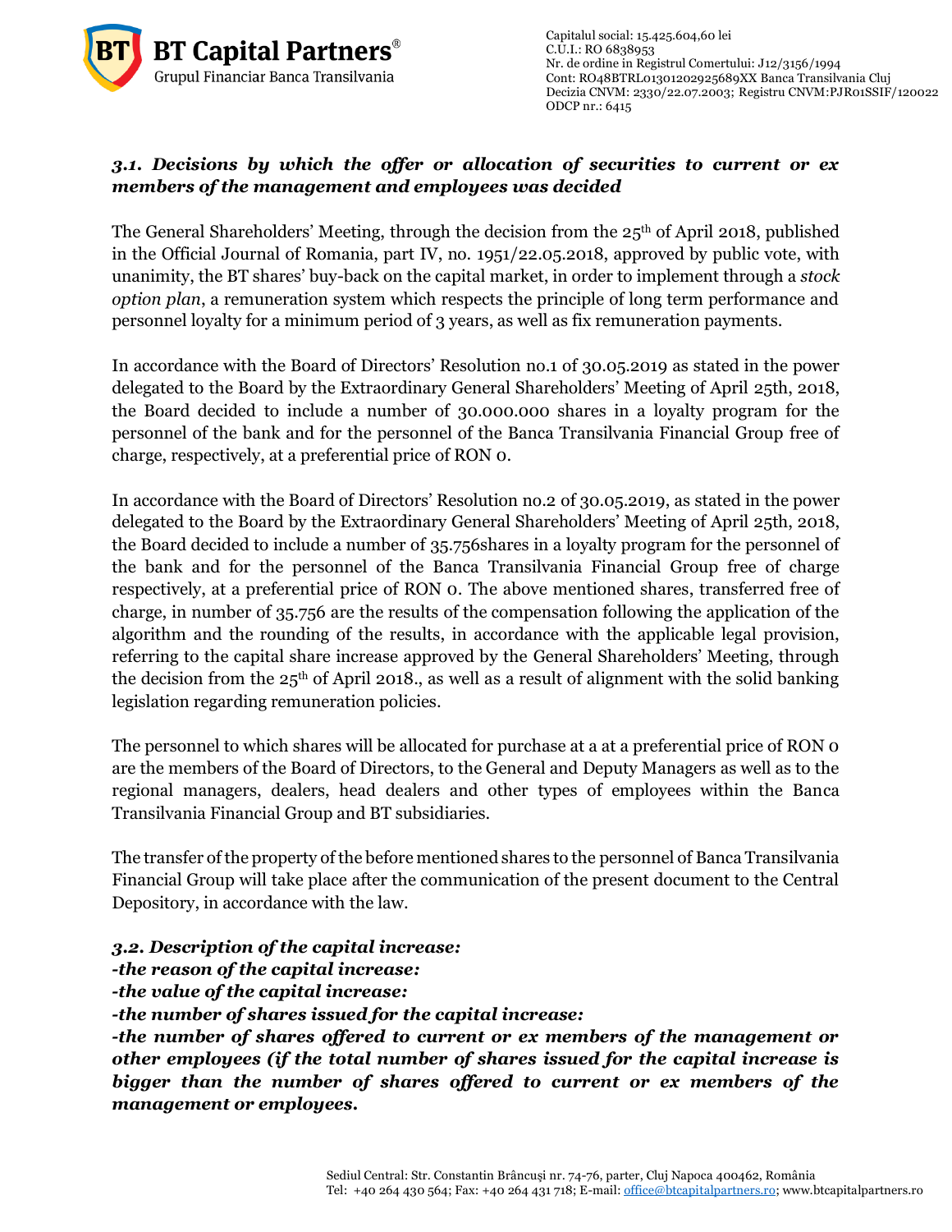***3.1. Decisions by which the offer or allocation of securities to current or ex members of the management and employees was decided***

The General Shareholders' Meeting, through the decision from the 25th of April 2018, published in the Official Journal of Romania, part IV, no. 1951/22.05.2018, approved by public vote, with unanimity, the BT shares' buy-back on the capital market, in order to implement through a *stock option plan*, a remuneration system which respects the principle of long term performance and personnel loyalty for a minimum period of 3 years, as well as fix remuneration payments.

In accordance with the Board of Directors' Resolution no.1 of 30.05.2019 as stated in the power delegated to the Board by the Extraordinary General Shareholders' Meeting of April 25th, 2018, the Board decided to include a number of 30.000.000 shares in a loyalty program for the personnel of the bank and for the personnel of the Banca Transilvania Financial Group free of charge, respectively, at a preferential price of RON 0.

In accordance with the Board of Directors' Resolution no.2 of 30.05.2019, as stated in the power delegated to the Board by the Extraordinary General Shareholders' Meeting of April 25th, 2018, the Board decided to include a number of 35.756shares in a loyalty program for the personnel of the bank and for the personnel of the Banca Transilvania Financial Group free of charge respectively, at a preferential price of RON 0. The above mentioned shares, transferred free of charge, in number of 35.756 are the results of the compensation following the application of the algorithm and the rounding of the results, in accordance with the applicable legal provision, referring to the capital share increase approved by the General Shareholders' Meeting, through the decision from the 25th of April 2018., as well as a result of alignment with the solid banking legislation regarding remuneration policies.

The personnel to which shares will be allocated for purchase at a at a preferential price of RON 0 are the members of the Board of Directors, to the General and Deputy Managers as well as to the regional managers, dealers, head dealers and other types of employees within the Banca Transilvania Financial Group and BT subsidiaries.

The transfer of the property of the before mentioned shares to the personnel of Banca Transilvania Financial Group will take place after the communication of the present document to the Central Depository, in accordance with the law.

***3.2. Description of the capital increase:***
***-the reason of the capital increase:***
***-the value of the capital increase:***
***-the number of shares issued for the capital increase:***
***-the number of shares offered to current or ex members of the management or other employees (if the total number of shares issued for the capital increase is bigger than the number of shares offered to current or ex members of the management or employees.***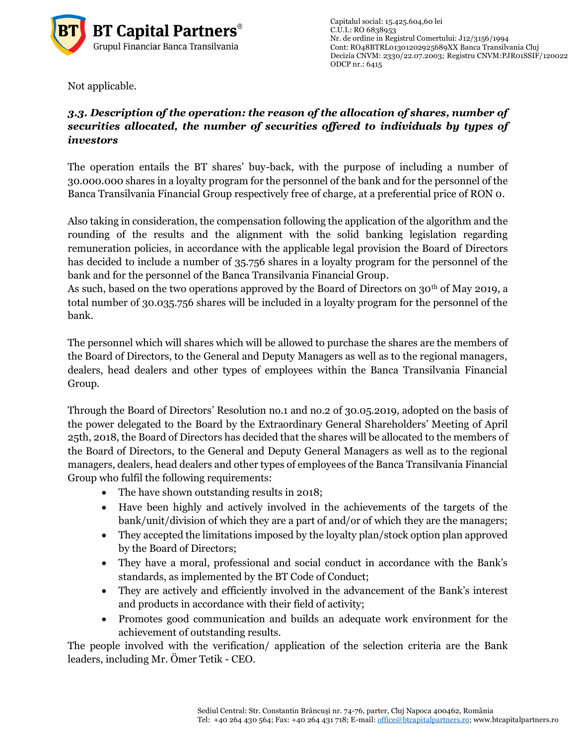Not applicable.

### *3.3. Description of the operation: the reason of the allocation of shares, number of securities allocated, the number of securities offered to individuals by types of investors*

The operation entails the BT shares' buy-back, with the purpose of including a number of 30.000.000 shares in a loyalty program for the personnel of the bank and for the personnel of the Banca Transilvania Financial Group respectively free of charge, at a preferential price of RON 0.

Also taking in consideration, the compensation following the application of the algorithm and the rounding of the results and the alignment with the solid banking legislation regarding remuneration policies, in accordance with the applicable legal provision the Board of Directors has decided to include a number of 35.756 shares in a loyalty program for the personnel of the bank and for the personnel of the Banca Transilvania Financial Group.
As such, based on the two operations approved by the Board of Directors on 30th of May 2019, a total number of 30.035.756 shares will be included in a loyalty program for the personnel of the bank.

The personnel which will shares which will be allowed to purchase the shares are the members of the Board of Directors, to the General and Deputy Managers as well as to the regional managers, dealers, head dealers and other types of employees within the Banca Transilvania Financial Group.

Through the Board of Directors' Resolution no.1 and no.2 of 30.05.2019, adopted on the basis of the power delegated to the Board by the Extraordinary General Shareholders' Meeting of April 25th, 2018, the Board of Directors has decided that the shares will be allocated to the members of the Board of Directors, to the General and Deputy General Managers as well as to the regional managers, dealers, head dealers and other types of employees of the Banca Transilvania Financial Group who fulfil the following requirements:

- The have shown outstanding results in 2018;
- Have been highly and actively involved in the achievements of the targets of the bank/unit/division of which they are a part of and/or of which they are the managers;
- They accepted the limitations imposed by the loyalty plan/stock option plan approved by the Board of Directors;
- They have a moral, professional and social conduct in accordance with the Bank's standards, as implemented by the BT Code of Conduct;
- They are actively and efficiently involved in the advancement of the Bank's interest and products in accordance with their field of activity;
- Promotes good communication and builds an adequate work environment for the achievement of outstanding results.

The people involved with the verification/ application of the selection criteria are the Bank leaders, including Mr. Ömer Tetik - CEO.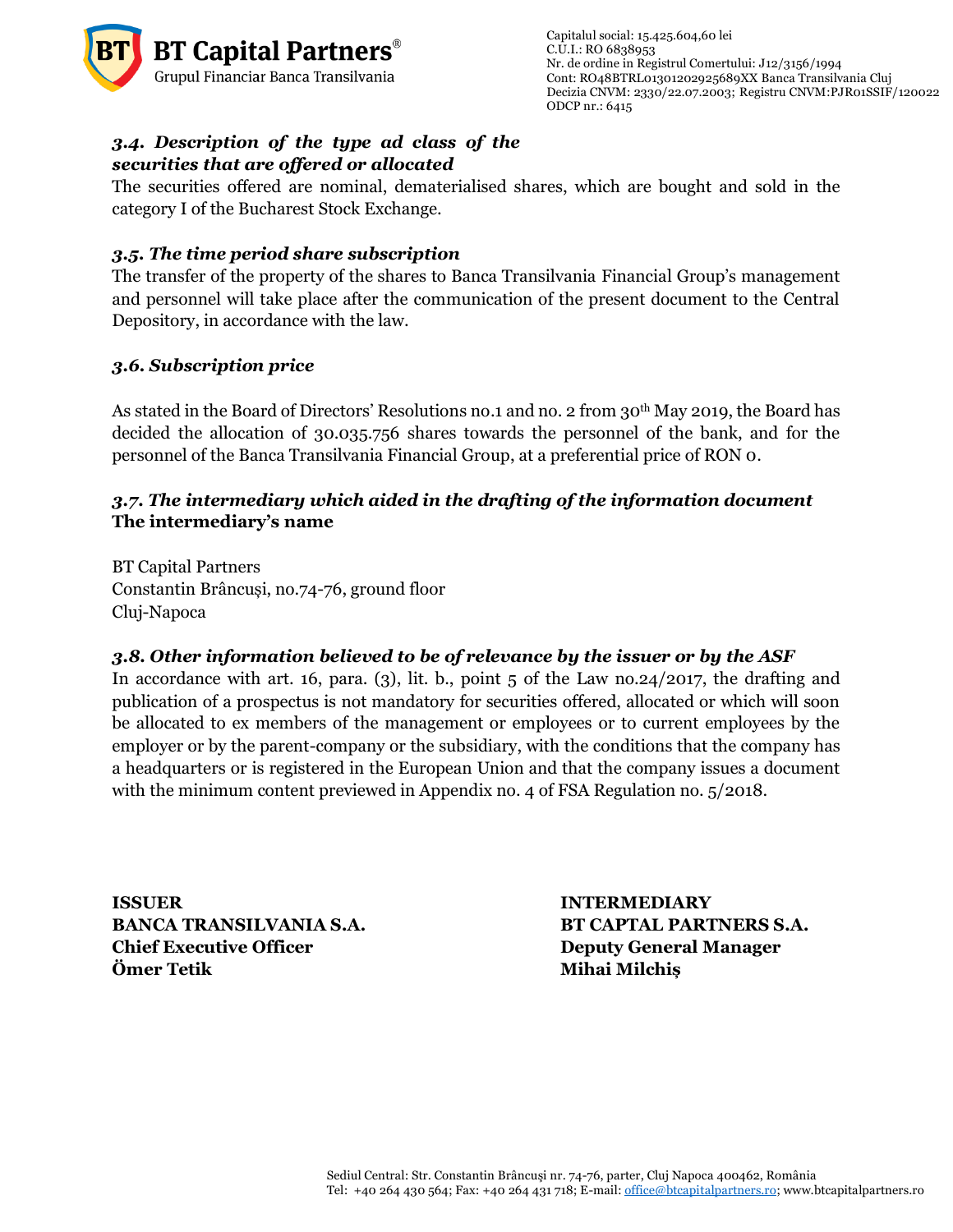### *3.4. Description of the type ad class of the securities that are offered or allocated*

The securities offered are nominal, dematerialised shares, which are bought and sold in the category I of the Bucharest Stock Exchange.

### *3.5. The time period share subscription*

The transfer of the property of the shares to Banca Transilvania Financial Group's management and personnel will take place after the communication of the present document to the Central Depository, in accordance with the law.

### *3.6. Subscription price*

As stated in the Board of Directors' Resolutions no.1 and no. 2 from 30th May 2019, the Board has decided the allocation of 30.035.756 shares towards the personnel of the bank, and for the personnel of the Banca Transilvania Financial Group, at a preferential price of RON 0.

### *3.7. The intermediary which aided in the drafting of the information document*

**The intermediary's name**

BT Capital Partners
Constantin Brâncuși, no.74-76, ground floor
Cluj-Napoca

### *3.8. Other information believed to be of relevance by the issuer or by the ASF*

In accordance with art. 16, para. (3), lit. b., point 5 of the Law no.24/2017, the drafting and publication of a prospectus is not mandatory for securities offered, allocated or which will soon be allocated to ex members of the management or employees or to current employees by the employer or by the parent-company or the subsidiary, with the conditions that the company has a headquarters or is registered in the European Union and that the company issues a document with the minimum content previewed in Appendix no. 4 of FSA Regulation no. 5/2018.

**ISSUER**
**BANCA TRANSILVANIA S.A.**
**Chief Executive Officer**
**Ömer Tetik**

**INTERMEDIARY**
**BT CAPTAL PARTNERS S.A.**
**Deputy General Manager**
**Mihai Milchiș**